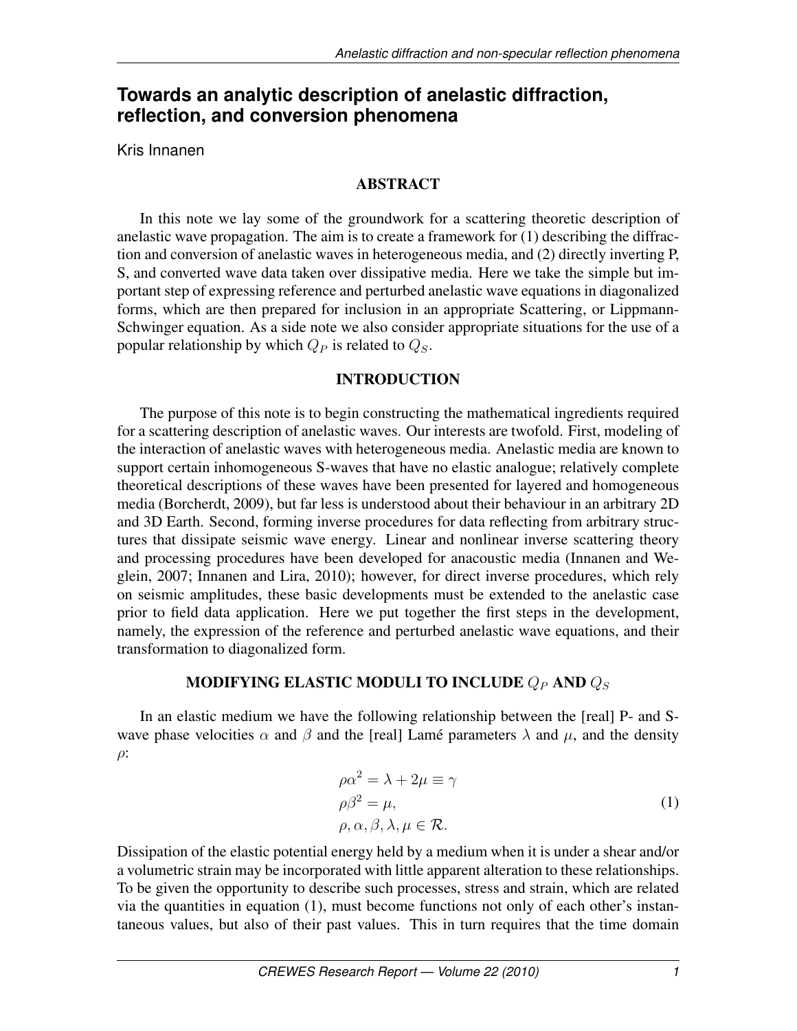# Towards an analytic description of anelastic diffraction, reflection, and conversion phenomena

Kris Innanen

## ABSTRACT

In this note we lay some of the groundwork for a scattering theoretic description of anelastic wave propagation. The aim is to create a framework for (1) describing the diffraction and conversion of anelastic waves in heterogeneous media, and (2) directly inverting P, S, and converted wave data taken over dissipative media. Here we take the simple but important step of expressing reference and perturbed anelastic wave equations in diagonalized forms, which are then prepared for inclusion in an appropriate Scattering, or Lippmann-Schwinger equation. As a side note we also consider appropriate situations for the use of a popular relationship by which $Q_P$ is related to $Q_S$.

## INTRODUCTION

The purpose of this note is to begin constructing the mathematical ingredients required for a scattering description of anelastic waves. Our interests are twofold. First, modeling of the interaction of anelastic waves with heterogeneous media. Anelastic media are known to support certain inhomogeneous S-waves that have no elastic analogue; relatively complete theoretical descriptions of these waves have been presented for layered and homogeneous media (Borcherdt, 2009), but far less is understood about their behaviour in an arbitrary 2D and 3D Earth. Second, forming inverse procedures for data reflecting from arbitrary structures that dissipate seismic wave energy. Linear and nonlinear inverse scattering theory and processing procedures have been developed for anacoustic media (Innanen and Weglein, 2007; Innanen and Lira, 2010); however, for direct inverse procedures, which rely on seismic amplitudes, these basic developments must be extended to the anelastic case prior to field data application. Here we put together the first steps in the development, namely, the expression of the reference and perturbed anelastic wave equations, and their transformation to diagonalized form.

## MODIFYING ELASTIC MODULI TO INCLUDE $Q_P$ AND $Q_S$

In an elastic medium we have the following relationship between the [real] P- and S-wave phase velocities $\alpha$ and $\beta$ and the [real] Lamé parameters $\lambda$ and $\mu$, and the density $\rho$:

$$
\begin{aligned}
\rho\alpha^2 &= \lambda + 2\mu \equiv \gamma \\
\rho\beta^2 &= \mu, \\
\rho, \alpha, \beta&, \lambda, \mu \in \mathcal{R}.
\end{aligned}
\tag{1}
$$

Dissipation of the elastic potential energy held by a medium when it is under a shear and/or a volumetric strain may be incorporated with little apparent alteration to these relationships. To be given the opportunity to describe such processes, stress and strain, which are related via the quantities in equation (1), must become functions not only of each other's instantaneous values, but also of their past values. This in turn requires that the time domain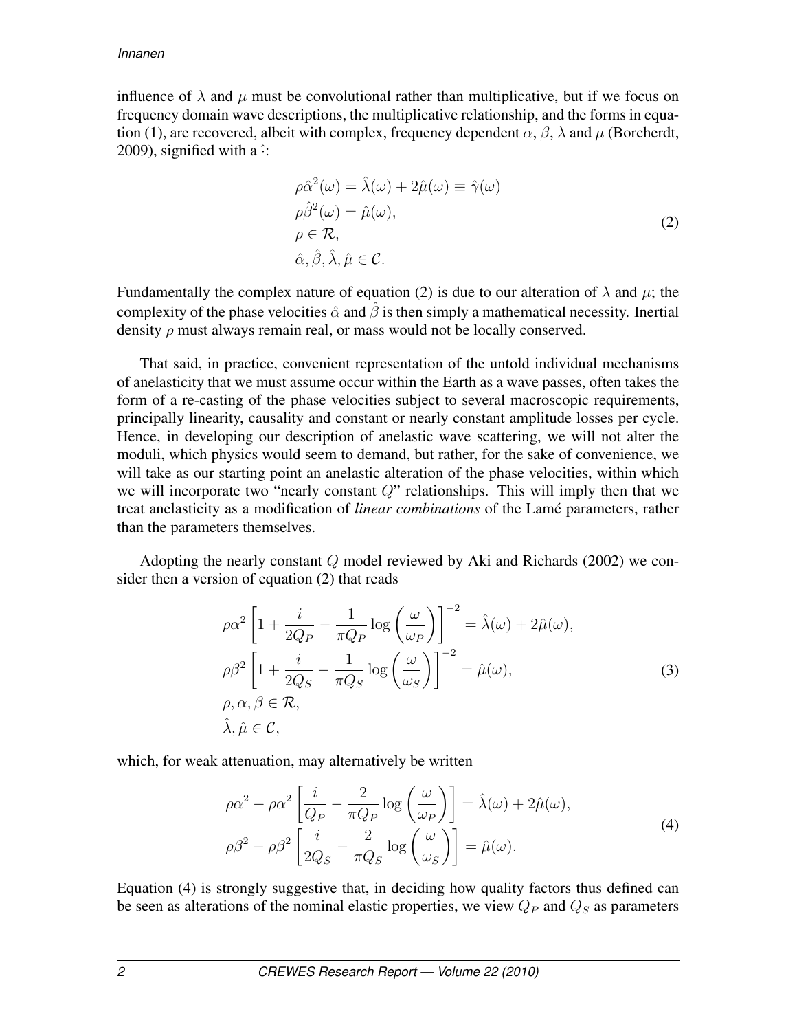influence of $\lambda$ and $\mu$ must be convolutional rather than multiplicative, but if we focus on frequency domain wave descriptions, the multiplicative relationship, and the forms in equation (1), are recovered, albeit with complex, frequency dependent $\alpha$, $\beta$, $\lambda$ and $\mu$ (Borcherdt, 2009), signified with a $\hat{\cdot}$:

$$
\begin{aligned}
&\rho\hat{\alpha}^2(\omega) = \hat{\lambda}(\omega) + 2\hat{\mu}(\omega) \equiv \hat{\gamma}(\omega) \\
&\rho\hat{\beta}^2(\omega) = \hat{\mu}(\omega), \\
&\rho \in \mathcal{R}, \\
&\hat{\alpha}, \hat{\beta}, \hat{\lambda}, \hat{\mu} \in \mathcal{C}.
\end{aligned} \tag{2}
$$

Fundamentally the complex nature of equation (2) is due to our alteration of $\lambda$ and $\mu$; the complexity of the phase velocities $\hat{\alpha}$ and $\hat{\beta}$ is then simply a mathematical necessity. Inertial density $\rho$ must always remain real, or mass would not be locally conserved.

That said, in practice, convenient representation of the untold individual mechanisms of anelasticity that we must assume occur within the Earth as a wave passes, often takes the form of a re-casting of the phase velocities subject to several macroscopic requirements, principally linearity, causality and constant or nearly constant amplitude losses per cycle. Hence, in developing our description of anelastic wave scattering, we will not alter the moduli, which physics would seem to demand, but rather, for the sake of convenience, we will take as our starting point an anelastic alteration of the phase velocities, within which we will incorporate two "nearly constant $Q$" relationships. This will imply then that we treat anelasticity as a modification of *linear combinations* of the Lamé parameters, rather than the parameters themselves.

Adopting the nearly constant $Q$ model reviewed by Aki and Richards (2002) we consider then a version of equation (2) that reads

$$
\begin{aligned}
&\rho\alpha^2\left[1 + \frac{i}{2Q_P} - \frac{1}{\pi Q_P}\log\left(\frac{\omega}{\omega_P}\right)\right]^{-2} = \hat{\lambda}(\omega) + 2\hat{\mu}(\omega), \\
&\rho\beta^2\left[1 + \frac{i}{2Q_S} - \frac{1}{\pi Q_S}\log\left(\frac{\omega}{\omega_S}\right)\right]^{-2} = \hat{\mu}(\omega), \\
&\rho, \alpha, \beta \in \mathcal{R}, \\
&\hat{\lambda}, \hat{\mu} \in \mathcal{C},
\end{aligned} \tag{3}
$$

which, for weak attenuation, may alternatively be written

$$
\begin{aligned}
&\rho\alpha^2 - \rho\alpha^2\left[\frac{i}{Q_P} - \frac{2}{\pi Q_P}\log\left(\frac{\omega}{\omega_P}\right)\right] = \hat{\lambda}(\omega) + 2\hat{\mu}(\omega), \\
&\rho\beta^2 - \rho\beta^2\left[\frac{i}{2Q_S} - \frac{2}{\pi Q_S}\log\left(\frac{\omega}{\omega_S}\right)\right] = \hat{\mu}(\omega).
\end{aligned} \tag{4}
$$

Equation (4) is strongly suggestive that, in deciding how quality factors thus defined can be seen as alterations of the nominal elastic properties, we view $Q_P$ and $Q_S$ as parameters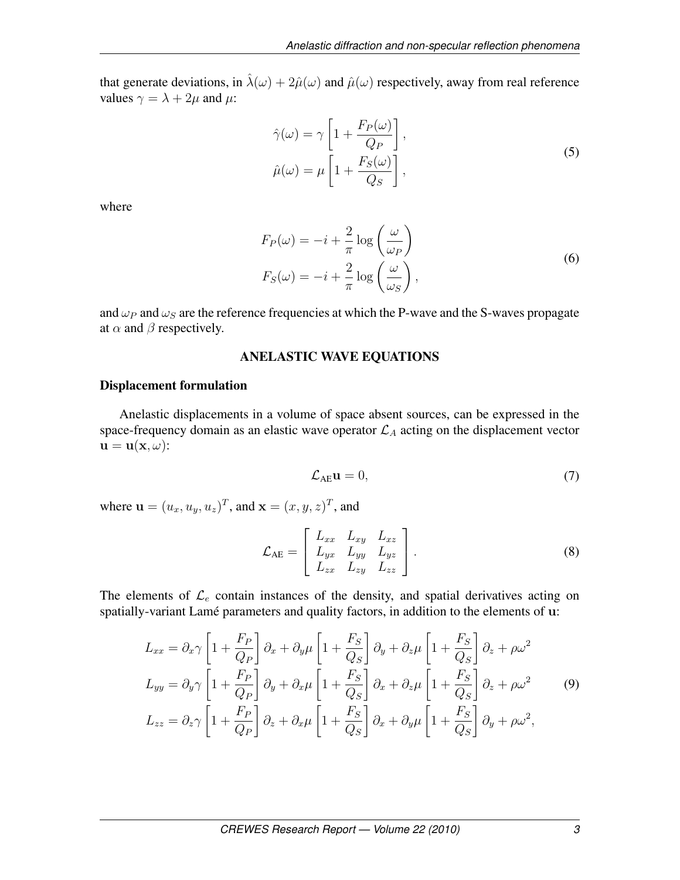that generate deviations, in $\hat{\lambda}(\omega) + 2\hat{\mu}(\omega)$ and $\hat{\mu}(\omega)$ respectively, away from real reference values $\gamma = \lambda + 2\mu$ and $\mu$:

$$
\begin{aligned}
\hat{\gamma}(\omega) &= \gamma \left[ 1 + \frac{F_P(\omega)}{Q_P} \right], \\
\hat{\mu}(\omega) &= \mu \left[ 1 + \frac{F_S(\omega)}{Q_S} \right],
\end{aligned}
\tag{5}
$$

where

$$
\begin{aligned}
F_P(\omega) &= -i + \frac{2}{\pi} \log\left(\frac{\omega}{\omega_P}\right) \\
F_S(\omega) &= -i + \frac{2}{\pi} \log\left(\frac{\omega}{\omega_S}\right),
\end{aligned}
\tag{6}
$$

and $\omega_P$ and $\omega_S$ are the reference frequencies at which the P-wave and the S-waves propagate at $\alpha$ and $\beta$ respectively.

## ANELASTIC WAVE EQUATIONS

### Displacement formulation

Anelastic displacements in a volume of space absent sources, can be expressed in the space-frequency domain as an elastic wave operator $\mathcal{L}_A$ acting on the displacement vector $\mathbf{u} = \mathbf{u}(\mathbf{x}, \omega)$:

$$
\mathcal{L}_{\text{AE}} \mathbf{u} = 0, \tag{7}
$$

where $\mathbf{u} = (u_x, u_y, u_z)^T$, and $\mathbf{x} = (x, y, z)^T$, and

$$
\mathcal{L}_{\text{AE}} = \begin{bmatrix} L_{xx} & L_{xy} & L_{xz} \\ L_{yx} & L_{yy} & L_{yz} \\ L_{zx} & L_{zy} & L_{zz} \end{bmatrix}. \tag{8}
$$

The elements of $\mathcal{L}_e$ contain instances of the density, and spatial derivatives acting on spatially-variant Lamé parameters and quality factors, in addition to the elements of $\mathbf{u}$:

$$
\begin{aligned}
L_{xx} &= \partial_x \gamma \left[ 1 + \frac{F_P}{Q_P} \right] \partial_x + \partial_y \mu \left[ 1 + \frac{F_S}{Q_S} \right] \partial_y + \partial_z \mu \left[ 1 + \frac{F_S}{Q_S} \right] \partial_z + \rho\omega^2 \\
L_{yy} &= \partial_y \gamma \left[ 1 + \frac{F_P}{Q_P} \right] \partial_y + \partial_x \mu \left[ 1 + \frac{F_S}{Q_S} \right] \partial_x + \partial_z \mu \left[ 1 + \frac{F_S}{Q_S} \right] \partial_z + \rho\omega^2 \\
L_{zz} &= \partial_z \gamma \left[ 1 + \frac{F_P}{Q_P} \right] \partial_z + \partial_x \mu \left[ 1 + \frac{F_S}{Q_S} \right] \partial_x + \partial_y \mu \left[ 1 + \frac{F_S}{Q_S} \right] \partial_y + \rho\omega^2,
\end{aligned}
\tag{9}
$$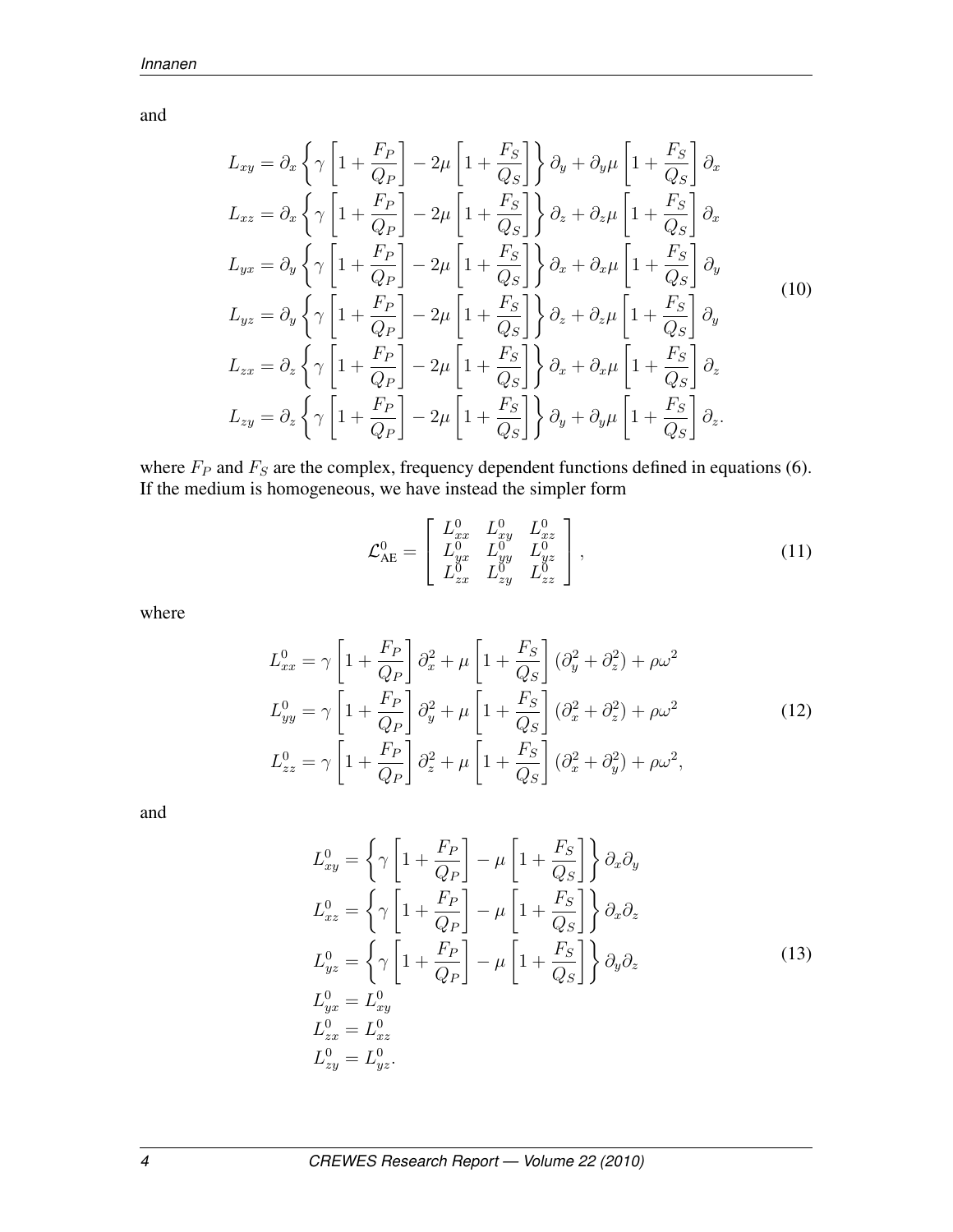and

$$
\begin{aligned}
L_{xy} &= \partial_x \left\{ \gamma \left[ 1 + \frac{F_P}{Q_P} \right] - 2\mu \left[ 1 + \frac{F_S}{Q_S} \right] \right\} \partial_y + \partial_y \mu \left[ 1 + \frac{F_S}{Q_S} \right] \partial_x \\
L_{xz} &= \partial_x \left\{ \gamma \left[ 1 + \frac{F_P}{Q_P} \right] - 2\mu \left[ 1 + \frac{F_S}{Q_S} \right] \right\} \partial_z + \partial_z \mu \left[ 1 + \frac{F_S}{Q_S} \right] \partial_x \\
L_{yx} &= \partial_y \left\{ \gamma \left[ 1 + \frac{F_P}{Q_P} \right] - 2\mu \left[ 1 + \frac{F_S}{Q_S} \right] \right\} \partial_x + \partial_x \mu \left[ 1 + \frac{F_S}{Q_S} \right] \partial_y \\
L_{yz} &= \partial_y \left\{ \gamma \left[ 1 + \frac{F_P}{Q_P} \right] - 2\mu \left[ 1 + \frac{F_S}{Q_S} \right] \right\} \partial_z + \partial_z \mu \left[ 1 + \frac{F_S}{Q_S} \right] \partial_y \\
L_{zx} &= \partial_z \left\{ \gamma \left[ 1 + \frac{F_P}{Q_P} \right] - 2\mu \left[ 1 + \frac{F_S}{Q_S} \right] \right\} \partial_x + \partial_x \mu \left[ 1 + \frac{F_S}{Q_S} \right] \partial_z \\
L_{zy} &= \partial_z \left\{ \gamma \left[ 1 + \frac{F_P}{Q_P} \right] - 2\mu \left[ 1 + \frac{F_S}{Q_S} \right] \right\} \partial_y + \partial_y \mu \left[ 1 + \frac{F_S}{Q_S} \right] \partial_z .
\end{aligned}
\tag{10}
$$

where $F_P$ and $F_S$ are the complex, frequency dependent functions defined in equations (6). If the medium is homogeneous, we have instead the simpler form

$$
\mathcal{L}^0_{\text{AE}} = \begin{bmatrix} L^0_{xx} & L^0_{xy} & L^0_{xz} \\ L^0_{yx} & L^0_{yy} & L^0_{yz} \\ L^0_{zx} & L^0_{zy} & L^0_{zz} \end{bmatrix}, \tag{11}
$$

where

$$
\begin{aligned}
L^0_{xx} &= \gamma \left[ 1 + \frac{F_P}{Q_P} \right] \partial_x^2 + \mu \left[ 1 + \frac{F_S}{Q_S} \right] (\partial_y^2 + \partial_z^2) + \rho\omega^2 \\
L^0_{yy} &= \gamma \left[ 1 + \frac{F_P}{Q_P} \right] \partial_y^2 + \mu \left[ 1 + \frac{F_S}{Q_S} \right] (\partial_x^2 + \partial_z^2) + \rho\omega^2 \\
L^0_{zz} &= \gamma \left[ 1 + \frac{F_P}{Q_P} \right] \partial_z^2 + \mu \left[ 1 + \frac{F_S}{Q_S} \right] (\partial_x^2 + \partial_y^2) + \rho\omega^2,
\end{aligned}
\tag{12}
$$

and

$$
\begin{aligned}
L^0_{xy} &= \left\{ \gamma \left[ 1 + \frac{F_P}{Q_P} \right] - \mu \left[ 1 + \frac{F_S}{Q_S} \right] \right\} \partial_x \partial_y \\
L^0_{xz} &= \left\{ \gamma \left[ 1 + \frac{F_P}{Q_P} \right] - \mu \left[ 1 + \frac{F_S}{Q_S} \right] \right\} \partial_x \partial_z \\
L^0_{yz} &= \left\{ \gamma \left[ 1 + \frac{F_P}{Q_P} \right] - \mu \left[ 1 + \frac{F_S}{Q_S} \right] \right\} \partial_y \partial_z \\
L^0_{yx} &= L^0_{xy} \\
L^0_{zx} &= L^0_{xz} \\
L^0_{zy} &= L^0_{yz}.
\end{aligned}
\tag{13}
$$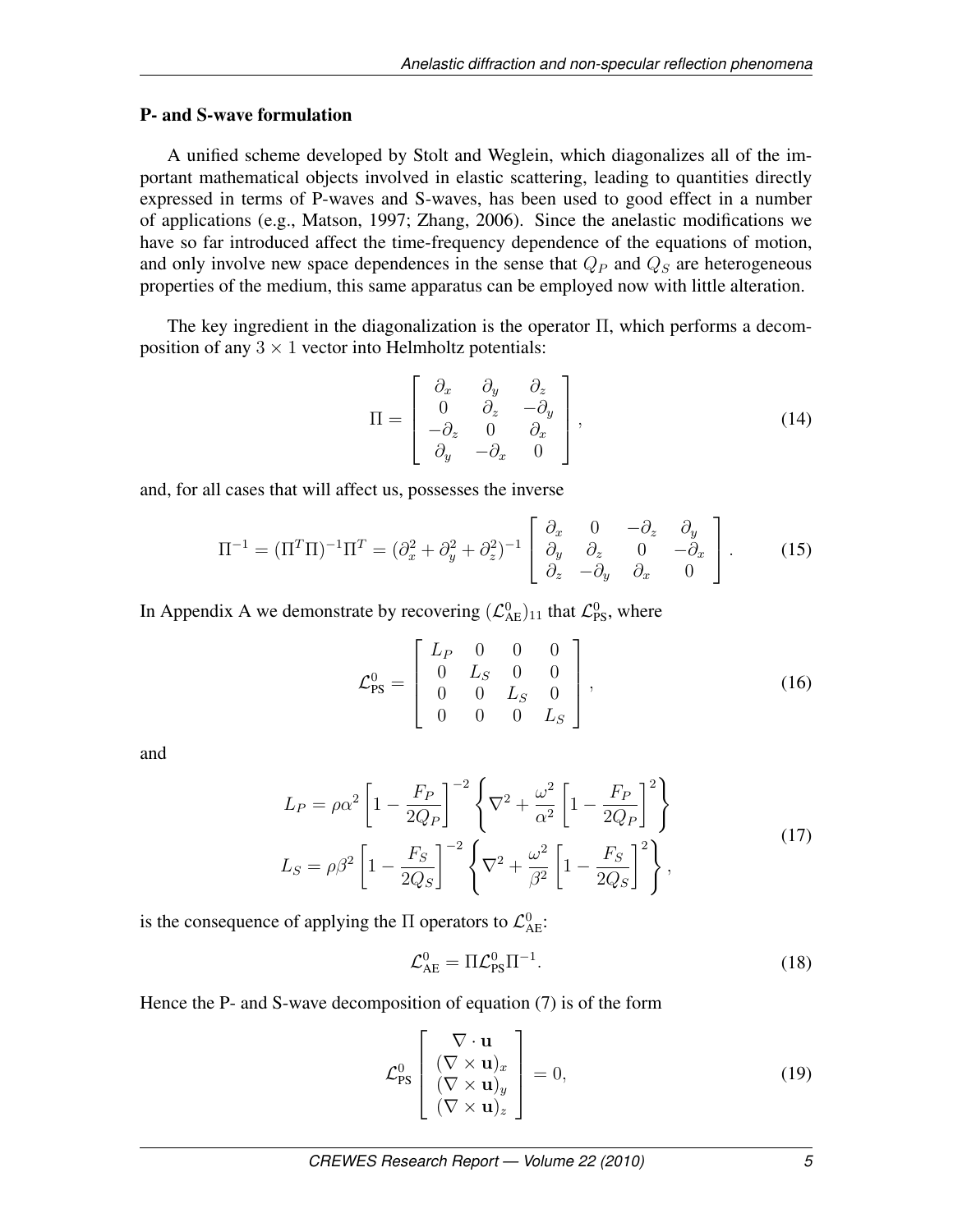### P- and S-wave formulation

A unified scheme developed by Stolt and Weglein, which diagonalizes all of the important mathematical objects involved in elastic scattering, leading to quantities directly expressed in terms of P-waves and S-waves, has been used to good effect in a number of applications (e.g., Matson, 1997; Zhang, 2006). Since the anelastic modifications we have so far introduced affect the time-frequency dependence of the equations of motion, and only involve new space dependences in the sense that $Q_P$ and $Q_S$ are heterogeneous properties of the medium, this same apparatus can be employed now with little alteration.

The key ingredient in the diagonalization is the operator $\Pi$, which performs a decomposition of any $3 \times 1$ vector into Helmholtz potentials:

$$
\Pi = \left[ \begin{array}{ccc} \partial_x & \partial_y & \partial_z \\ 0 & \partial_z & -\partial_y \\ -\partial_z & 0 & \partial_x \\ \partial_y & -\partial_x & 0 \end{array} \right], \tag{14}
$$

and, for all cases that will affect us, possesses the inverse

$$
\Pi^{-1} = (\Pi^T \Pi)^{-1} \Pi^T = (\partial_x^2 + \partial_y^2 + \partial_z^2)^{-1} \left[ \begin{array}{cccc} \partial_x & 0 & -\partial_z & \partial_y \\ \partial_y & \partial_z & 0 & -\partial_x \\ \partial_z & -\partial_y & \partial_x & 0 \end{array} \right]. \tag{15}
$$

In Appendix A we demonstrate by recovering $(\mathcal{L}^0_{\text{AE}})_{11}$ that $\mathcal{L}^0_{\text{PS}}$, where

$$
\mathcal{L}^0_{\text{PS}} = \left[ \begin{array}{cccc} L_P & 0 & 0 & 0 \\ 0 & L_S & 0 & 0 \\ 0 & 0 & L_S & 0 \\ 0 & 0 & 0 & L_S \end{array} \right], \tag{16}
$$

and

$$
\begin{aligned}
L_P &= \rho\alpha^2 \left[1 - \frac{F_P}{2Q_P}\right]^{-2} \left\{ \nabla^2 + \frac{\omega^2}{\alpha^2} \left[1 - \frac{F_P}{2Q_P}\right]^2 \right\} \\
L_S &= \rho\beta^2 \left[1 - \frac{F_S}{2Q_S}\right]^{-2} \left\{ \nabla^2 + \frac{\omega^2}{\beta^2} \left[1 - \frac{F_S}{2Q_S}\right]^2 \right\},
\end{aligned} \tag{17}
$$

is the consequence of applying the $\Pi$ operators to $\mathcal{L}^0_{\text{AE}}$:

$$
\mathcal{L}^0_{\text{AE}} = \Pi \mathcal{L}^0_{\text{PS}} \Pi^{-1}. \tag{18}
$$

Hence the P- and S-wave decomposition of equation (7) is of the form

$$
\mathcal{L}^0_{\text{PS}} \left[ \begin{array}{c} \nabla \cdot \mathbf{u} \\ (\nabla \times \mathbf{u})_x \\ (\nabla \times \mathbf{u})_y \\ (\nabla \times \mathbf{u})_z \end{array} \right] = 0, \tag{19}
$$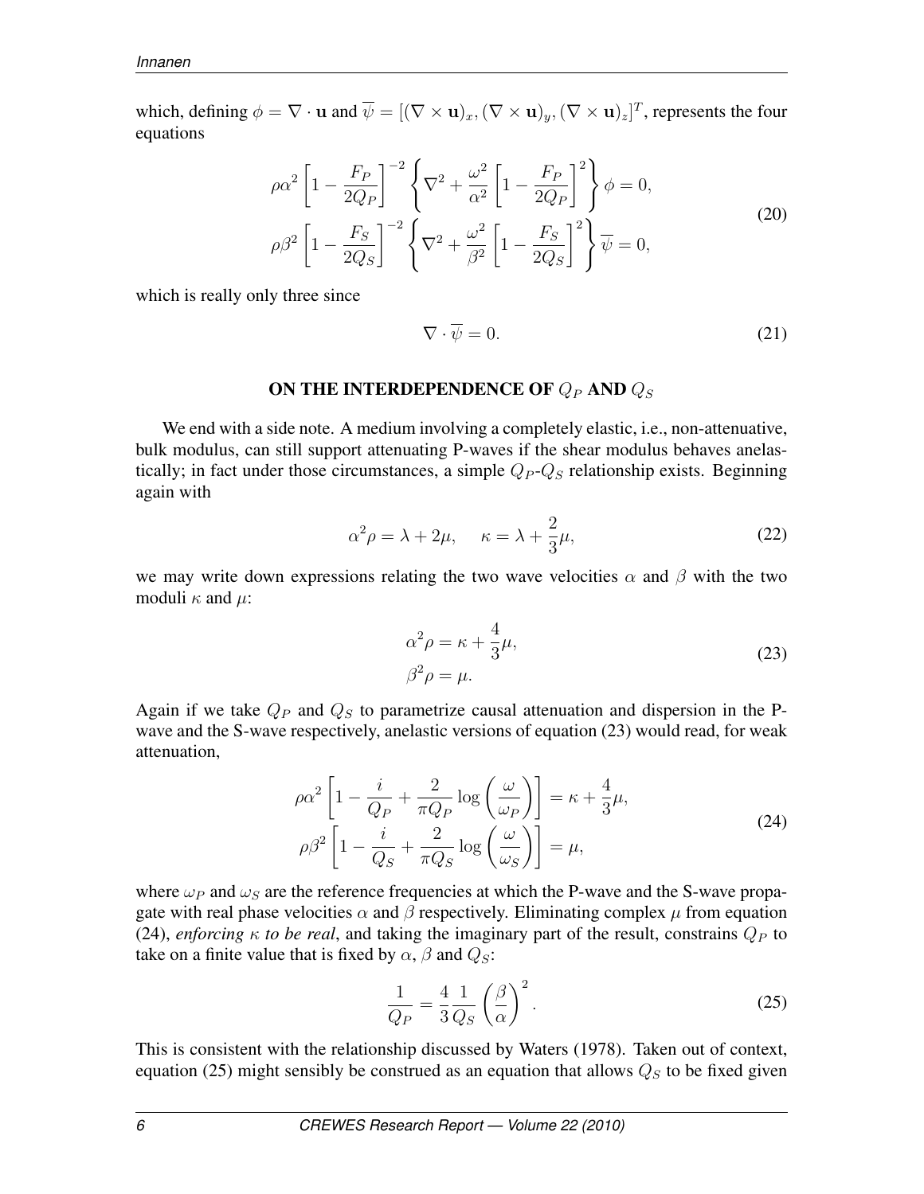which, defining $\phi = \nabla \cdot \mathbf{u}$ and $\overline{\psi} = [(\nabla \times \mathbf{u})_x, (\nabla \times \mathbf{u})_y, (\nabla \times \mathbf{u})_z]^T$, represents the four equations

$$
\begin{aligned}
\rho\alpha^2 \left[1 - \frac{F_P}{2Q_P}\right]^{-2} \left\{ \nabla^2 + \frac{\omega^2}{\alpha^2}\left[1 - \frac{F_P}{2Q_P}\right]^2 \right\} \phi = 0, \\
\rho\beta^2 \left[1 - \frac{F_S}{2Q_S}\right]^{-2} \left\{ \nabla^2 + \frac{\omega^2}{\beta^2}\left[1 - \frac{F_S}{2Q_S}\right]^2 \right\} \overline{\psi} = 0,
\end{aligned}
\tag{20}
$$

which is really only three since

$$
\nabla \cdot \overline{\psi} = 0. \tag{21}
$$

## ON THE INTERDEPENDENCE OF $Q_P$ AND $Q_S$

We end with a side note. A medium involving a completely elastic, i.e., non-attenuative, bulk modulus, can still support attenuating P-waves if the shear modulus behaves anelastically; in fact under those circumstances, a simple $Q_P$-$Q_S$ relationship exists. Beginning again with

$$
\alpha^2\rho = \lambda + 2\mu, \quad \kappa = \lambda + \frac{2}{3}\mu, \tag{22}
$$

we may write down expressions relating the two wave velocities $\alpha$ and $\beta$ with the two moduli $\kappa$ and $\mu$:

$$
\begin{aligned}
\alpha^2\rho &= \kappa + \frac{4}{3}\mu, \\
\beta^2\rho &= \mu.
\end{aligned}
\tag{23}
$$

Again if we take $Q_P$ and $Q_S$ to parametrize causal attenuation and dispersion in the P-wave and the S-wave respectively, anelastic versions of equation (23) would read, for weak attenuation,

$$
\begin{aligned}
\rho\alpha^2 \left[1 - \frac{i}{Q_P} + \frac{2}{\pi Q_P}\log\left(\frac{\omega}{\omega_P}\right)\right] &= \kappa + \frac{4}{3}\mu, \\
\rho\beta^2 \left[1 - \frac{i}{Q_S} + \frac{2}{\pi Q_S}\log\left(\frac{\omega}{\omega_S}\right)\right] &= \mu,
\end{aligned}
\tag{24}
$$

where $\omega_P$ and $\omega_S$ are the reference frequencies at which the P-wave and the S-wave propagate with real phase velocities $\alpha$ and $\beta$ respectively. Eliminating complex $\mu$ from equation (24), *enforcing $\kappa$ to be real*, and taking the imaginary part of the result, constrains $Q_P$ to take on a finite value that is fixed by $\alpha$, $\beta$ and $Q_S$:

$$
\frac{1}{Q_P} = \frac{4}{3}\frac{1}{Q_S}\left(\frac{\beta}{\alpha}\right)^2. \tag{25}
$$

This is consistent with the relationship discussed by Waters (1978). Taken out of context, equation (25) might sensibly be construed as an equation that allows $Q_S$ to be fixed given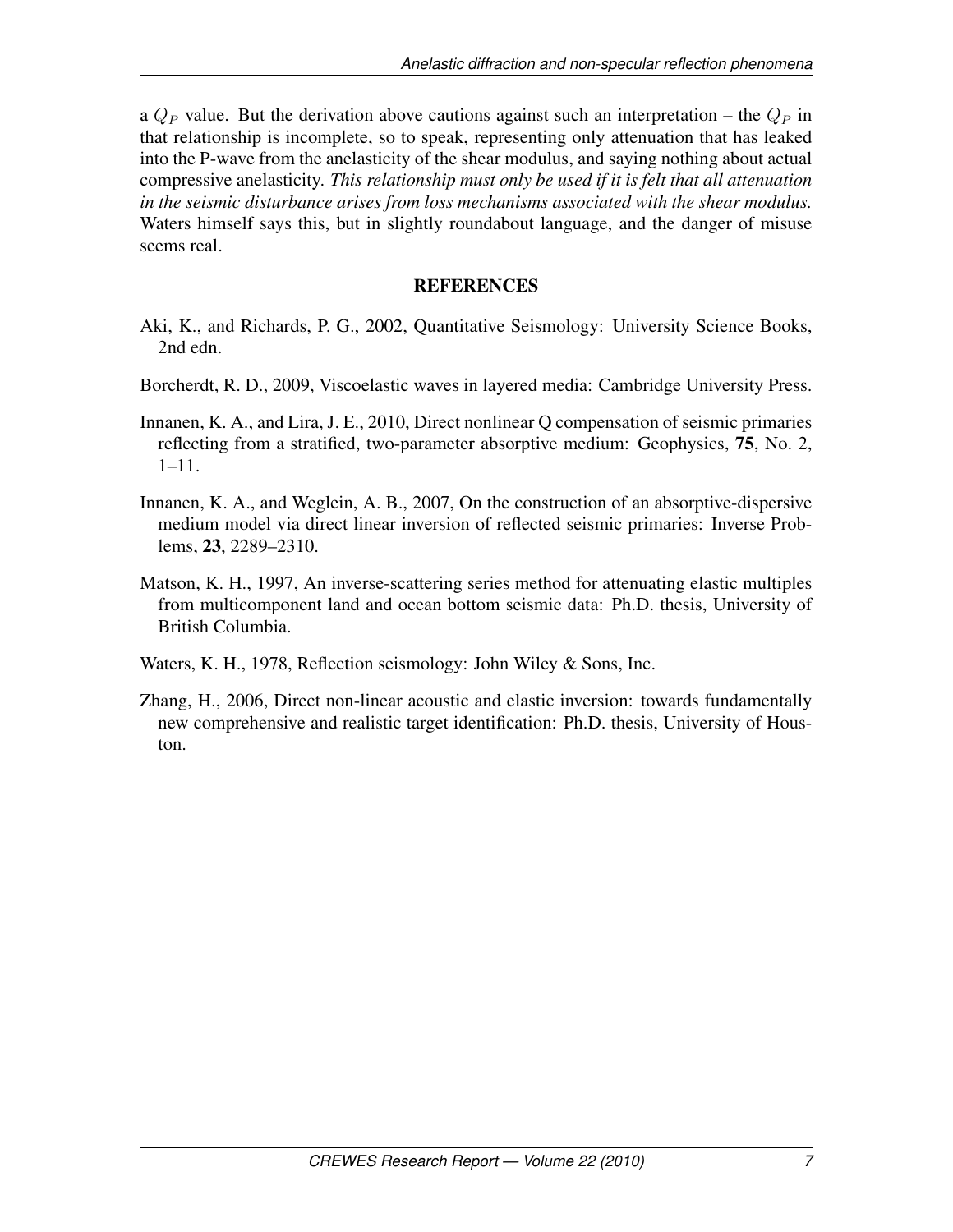a $Q_P$ value. But the derivation above cautions against such an interpretation – the $Q_P$ in that relationship is incomplete, so to speak, representing only attenuation that has leaked into the P-wave from the anelasticity of the shear modulus, and saying nothing about actual compressive anelasticity. *This relationship must only be used if it is felt that all attenuation in the seismic disturbance arises from loss mechanisms associated with the shear modulus.* Waters himself says this, but in slightly roundabout language, and the danger of misuse seems real.

## REFERENCES

Aki, K., and Richards, P. G., 2002, Quantitative Seismology: University Science Books, 2nd edn.

Borcherdt, R. D., 2009, Viscoelastic waves in layered media: Cambridge University Press.

Innanen, K. A., and Lira, J. E., 2010, Direct nonlinear Q compensation of seismic primaries reflecting from a stratified, two-parameter absorptive medium: Geophysics, **75**, No. 2, 1–11.

Innanen, K. A., and Weglein, A. B., 2007, On the construction of an absorptive-dispersive medium model via direct linear inversion of reflected seismic primaries: Inverse Problems, **23**, 2289–2310.

Matson, K. H., 1997, An inverse-scattering series method for attenuating elastic multiples from multicomponent land and ocean bottom seismic data: Ph.D. thesis, University of British Columbia.

Waters, K. H., 1978, Reflection seismology: John Wiley & Sons, Inc.

Zhang, H., 2006, Direct non-linear acoustic and elastic inversion: towards fundamentally new comprehensive and realistic target identification: Ph.D. thesis, University of Houston.